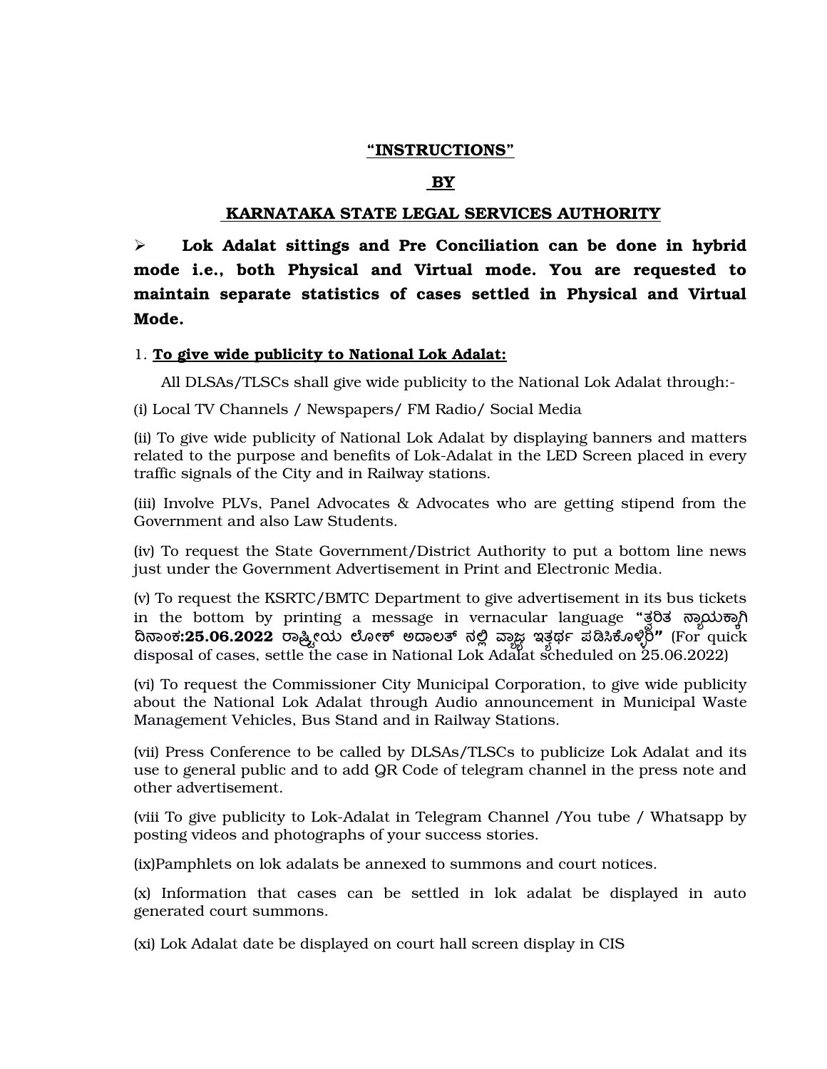**"INSTRUCTIONS"**

**BY**

**KARNATAKA STATE LEGAL SERVICES AUTHORITY**

➢ **Lok Adalat sittings and Pre Conciliation can be done in hybrid mode i.e., both Physical and Virtual mode. You are requested to maintain separate statistics of cases settled in Physical and Virtual Mode.**

1. **To give wide publicity to National Lok Adalat:**

All DLSAs/TLSCs shall give wide publicity to the National Lok Adalat through:-

(i) Local TV Channels / Newspapers/ FM Radio/ Social Media

(ii) To give wide publicity of National Lok Adalat by displaying banners and matters related to the purpose and benefits of Lok-Adalat in the LED Screen placed in every traffic signals of the City and in Railway stations.

(iii) Involve PLVs, Panel Advocates & Advocates who are getting stipend from the Government and also Law Students.

(iv) To request the State Government/District Authority to put a bottom line news just under the Government Advertisement in Print and Electronic Media.

(v) To request the KSRTC/BMTC Department to give advertisement in its bus tickets in the bottom by printing a message in vernacular language **"ತ್ವರಿತ ನ್ಯಾಯಕ್ಕಾಗಿ ದಿನಾಂಕ:25.06.2022 ರಾಷ್ಟ್ರೀಯ ಲೋಕ್ ಅದಾಲತ್ ನಲ್ಲಿ ವ್ಯಾಜ್ಯ ಇತ್ಯರ್ಥ ಪಡಿಸಿಕೊಳ್ಳಿರಿ"** (For quick disposal of cases, settle the case in National Lok Adalat scheduled on 25.06.2022)

(vi) To request the Commissioner City Municipal Corporation, to give wide publicity about the National Lok Adalat through Audio announcement in Municipal Waste Management Vehicles, Bus Stand and in Railway Stations.

(vii) Press Conference to be called by DLSAs/TLSCs to publicize Lok Adalat and its use to general public and to add QR Code of telegram channel in the press note and other advertisement.

(viii To give publicity to Lok-Adalat in Telegram Channel /You tube / Whatsapp by posting videos and photographs of your success stories.

(ix)Pamphlets on lok adalats be annexed to summons and court notices.

(x) Information that cases can be settled in lok adalat be displayed in auto generated court summons.

(xi) Lok Adalat date be displayed on court hall screen display in CIS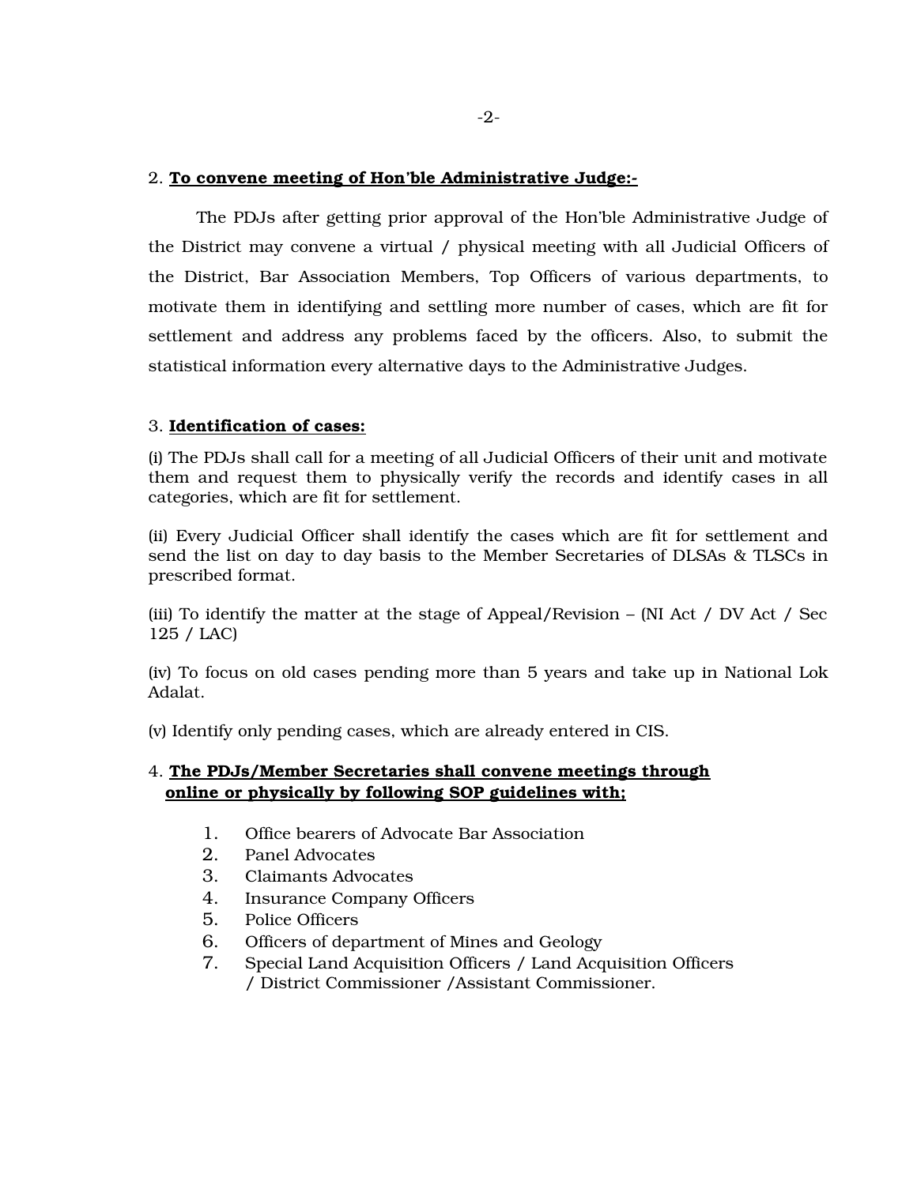2. **<u>To convene meeting of Hon'ble Administrative Judge:-</u>**

The PDJs after getting prior approval of the Hon'ble Administrative Judge of the District may convene a virtual / physical meeting with all Judicial Officers of the District, Bar Association Members, Top Officers of various departments, to motivate them in identifying and settling more number of cases, which are fit for settlement and address any problems faced by the officers. Also, to submit the statistical information every alternative days to the Administrative Judges.

3. **<u>Identification of cases:</u>**

(i) The PDJs shall call for a meeting of all Judicial Officers of their unit and motivate them and request them to physically verify the records and identify cases in all categories, which are fit for settlement.

(ii) Every Judicial Officer shall identify the cases which are fit for settlement and send the list on day to day basis to the Member Secretaries of DLSAs & TLSCs in prescribed format.

(iii) To identify the matter at the stage of Appeal/Revision – (NI Act / DV Act / Sec 125 / LAC)

(iv) To focus on old cases pending more than 5 years and take up in National Lok Adalat.

(v) Identify only pending cases, which are already entered in CIS.

4. **<u>The PDJs/Member Secretaries shall convene meetings through online or physically by following SOP guidelines with;</u>**

1. Office bearers of Advocate Bar Association
2. Panel Advocates
3. Claimants Advocates
4. Insurance Company Officers
5. Police Officers
6. Officers of department of Mines and Geology
7. Special Land Acquisition Officers / Land Acquisition Officers / District Commissioner /Assistant Commissioner.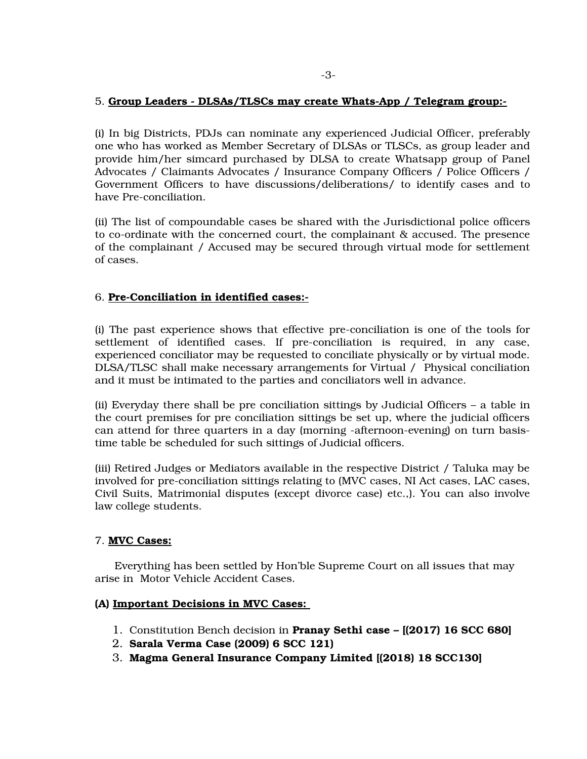5. **Group Leaders - DLSAs/TLSCs may create Whats-App / Telegram group:-**

(i) In big Districts, PDJs can nominate any experienced Judicial Officer, preferably one who has worked as Member Secretary of DLSAs or TLSCs, as group leader and provide him/her simcard purchased by DLSA to create Whatsapp group of Panel Advocates / Claimants Advocates / Insurance Company Officers / Police Officers / Government Officers to have discussions/deliberations/ to identify cases and to have Pre-conciliation.

(ii) The list of compoundable cases be shared with the Jurisdictional police officers to co-ordinate with the concerned court, the complainant & accused. The presence of the complainant / Accused may be secured through virtual mode for settlement of cases.

6. **Pre-Conciliation in identified cases:-**

(i) The past experience shows that effective pre-conciliation is one of the tools for settlement of identified cases. If pre-conciliation is required, in any case, experienced conciliator may be requested to conciliate physically or by virtual mode. DLSA/TLSC shall make necessary arrangements for Virtual / Physical conciliation and it must be intimated to the parties and conciliators well in advance.

(ii) Everyday there shall be pre conciliation sittings by Judicial Officers – a table in the court premises for pre conciliation sittings be set up, where the judicial officers can attend for three quarters in a day (morning -afternoon-evening) on turn basis-time table be scheduled for such sittings of Judicial officers.

(iii) Retired Judges or Mediators available in the respective District / Taluka may be involved for pre-conciliation sittings relating to (MVC cases, NI Act cases, LAC cases, Civil Suits, Matrimonial disputes (except divorce case) etc.,). You can also involve law college students.

7. **MVC Cases:**

Everything has been settled by Hon'ble Supreme Court on all issues that may arise in Motor Vehicle Accident Cases.

**(A) Important Decisions in MVC Cases:**

1. Constitution Bench decision in **Pranay Sethi case – [(2017) 16 SCC 680]**
2. **Sarala Verma Case (2009) 6 SCC 121)**
3. **Magma General Insurance Company Limited [(2018) 18 SCC130]**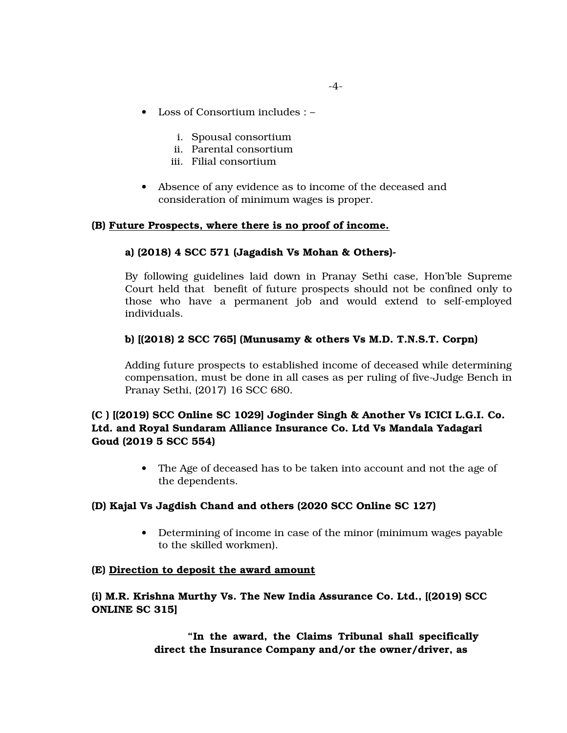- Loss of Consortium includes : –

    i. Spousal consortium
    ii. Parental consortium
    iii. Filial consortium

- Absence of any evidence as to income of the deceased and consideration of minimum wages is proper.

**(B) <u>Future Prospects, where there is no proof of income.</u>**

**a) (2018) 4 SCC 571 (Jagadish Vs Mohan & Others)-**

By following guidelines laid down in Pranay Sethi case, Hon'ble Supreme Court held that benefit of future prospects should not be confined only to those who have a permanent job and would extend to self-employed individuals.

**b) [(2018) 2 SCC 765] (Munusamy & others Vs M.D. T.N.S.T. Corpn)**

Adding future prospects to established income of deceased while determining compensation, must be done in all cases as per ruling of five-Judge Bench in Pranay Sethi, (2017) 16 SCC 680.

**(C ) [(2019) SCC Online SC 1029] Joginder Singh & Another Vs ICICI L.G.I. Co. Ltd. and Royal Sundaram Alliance Insurance Co. Ltd Vs Mandala Yadagari Goud (2019 5 SCC 554)**

- The Age of deceased has to be taken into account and not the age of the dependents.

**(D) Kajal Vs Jagdish Chand and others (2020 SCC Online SC 127)**

- Determining of income in case of the minor (minimum wages payable to the skilled workmen).

**(E) <u>Direction to deposit the award amount</u>**

**(i) M.R. Krishna Murthy Vs. The New India Assurance Co. Ltd., [(2019) SCC ONLINE SC 315]**

> **"In the award, the Claims Tribunal shall specifically direct the Insurance Company and/or the owner/driver, as**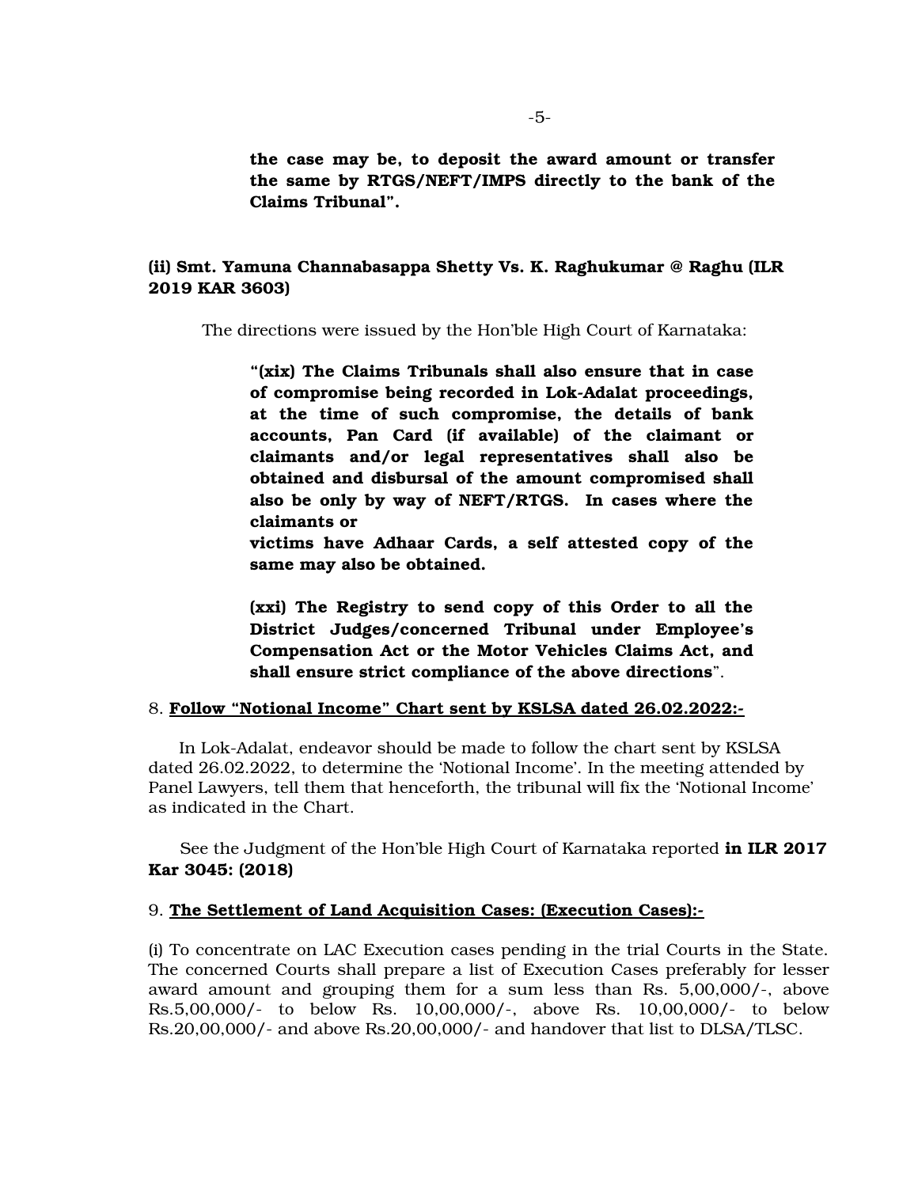**the case may be, to deposit the award amount or transfer the same by RTGS/NEFT/IMPS directly to the bank of the Claims Tribunal".**

**(ii) Smt. Yamuna Channabasappa Shetty Vs. K. Raghukumar @ Raghu (ILR 2019 KAR 3603)**

The directions were issued by the Hon'ble High Court of Karnataka:

> **"(xix) The Claims Tribunals shall also ensure that in case of compromise being recorded in Lok-Adalat proceedings, at the time of such compromise, the details of bank accounts, Pan Card (if available) of the claimant or claimants and/or legal representatives shall also be obtained and disbursal of the amount compromised shall also be only by way of NEFT/RTGS. In cases where the claimants or victims have Adhaar Cards, a self attested copy of the same may also be obtained.**
>
> **(xxi) The Registry to send copy of this Order to all the District Judges/concerned Tribunal under Employee's Compensation Act or the Motor Vehicles Claims Act, and shall ensure strict compliance of the above directions**".

8. **<u>Follow "Notional Income" Chart sent by KSLSA dated 26.02.2022:-</u>**

In Lok-Adalat, endeavor should be made to follow the chart sent by KSLSA dated 26.02.2022, to determine the 'Notional Income'. In the meeting attended by Panel Lawyers, tell them that henceforth, the tribunal will fix the 'Notional Income' as indicated in the Chart.

See the Judgment of the Hon'ble High Court of Karnataka reported **in ILR 2017 Kar 3045: (2018)**

9. **<u>The Settlement of Land Acquisition Cases: (Execution Cases):-</u>**

(i) To concentrate on LAC Execution cases pending in the trial Courts in the State. The concerned Courts shall prepare a list of Execution Cases preferably for lesser award amount and grouping them for a sum less than Rs. 5,00,000/-, above Rs.5,00,000/- to below Rs. 10,00,000/-, above Rs. 10,00,000/- to below Rs.20,00,000/- and above Rs.20,00,000/- and handover that list to DLSA/TLSC.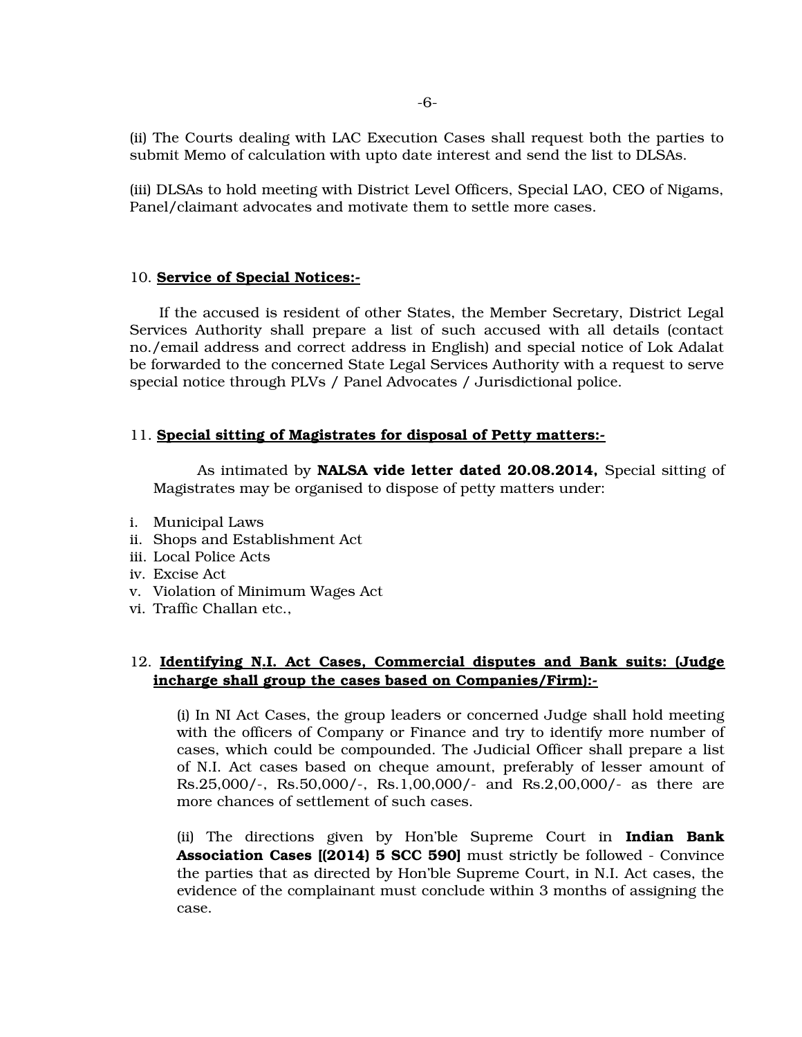(ii) The Courts dealing with LAC Execution Cases shall request both the parties to submit Memo of calculation with upto date interest and send the list to DLSAs.

(iii) DLSAs to hold meeting with District Level Officers, Special LAO, CEO of Nigams, Panel/claimant advocates and motivate them to settle more cases.

10. **<u>Service of Special Notices:-</u>**

If the accused is resident of other States, the Member Secretary, District Legal Services Authority shall prepare a list of such accused with all details (contact no./email address and correct address in English) and special notice of Lok Adalat be forwarded to the concerned State Legal Services Authority with a request to serve special notice through PLVs / Panel Advocates / Jurisdictional police.

11. **<u>Special sitting of Magistrates for disposal of Petty matters:-</u>**

As intimated by **NALSA vide letter dated 20.08.2014,** Special sitting of Magistrates may be organised to dispose of petty matters under:

i. Municipal Laws
ii. Shops and Establishment Act
iii. Local Police Acts
iv. Excise Act
v. Violation of Minimum Wages Act
vi. Traffic Challan etc.,

12. **<u>Identifying N.I. Act Cases, Commercial disputes and Bank suits: (Judge incharge shall group the cases based on Companies/Firm):-</u>**

(i) In NI Act Cases, the group leaders or concerned Judge shall hold meeting with the officers of Company or Finance and try to identify more number of cases, which could be compounded. The Judicial Officer shall prepare a list of N.I. Act cases based on cheque amount, preferably of lesser amount of Rs.25,000/-, Rs.50,000/-, Rs.1,00,000/- and Rs.2,00,000/- as there are more chances of settlement of such cases.

(ii) The directions given by Hon'ble Supreme Court in **Indian Bank Association Cases [(2014) 5 SCC 590]** must strictly be followed - Convince the parties that as directed by Hon'ble Supreme Court, in N.I. Act cases, the evidence of the complainant must conclude within 3 months of assigning the case.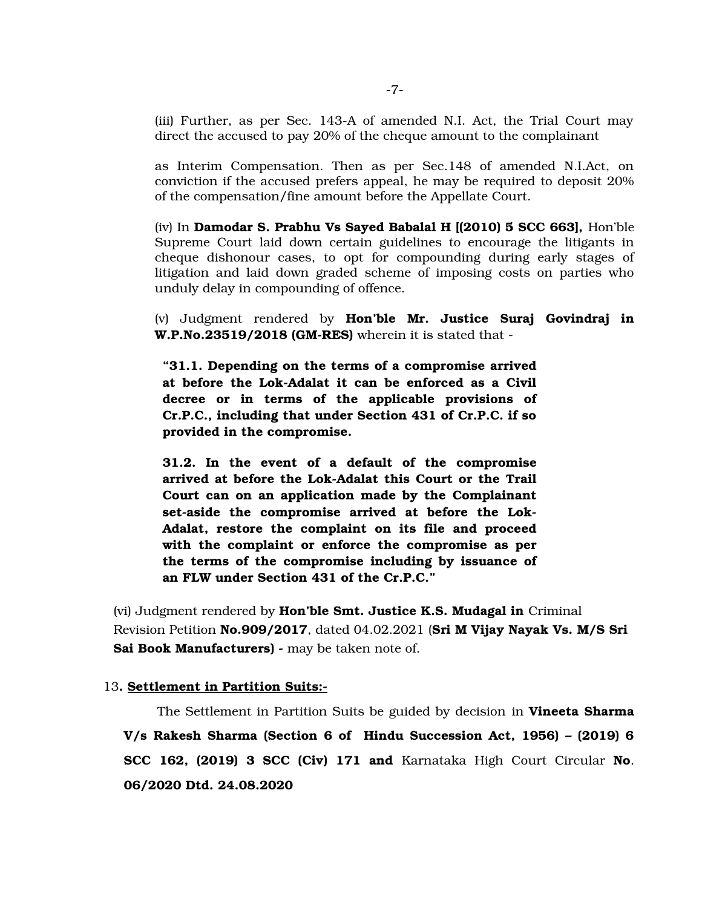(iii) Further, as per Sec. 143-A of amended N.I. Act, the Trial Court may direct the accused to pay 20% of the cheque amount to the complainant

as Interim Compensation. Then as per Sec.148 of amended N.I.Act, on conviction if the accused prefers appeal, he may be required to deposit 20% of the compensation/fine amount before the Appellate Court.

(iv) In **Damodar S. Prabhu Vs Sayed Babalal H [(2010) 5 SCC 663],** Hon'ble Supreme Court laid down certain guidelines to encourage the litigants in cheque dishonour cases, to opt for compounding during early stages of litigation and laid down graded scheme of imposing costs on parties who unduly delay in compounding of offence.

(v) Judgment rendered by **Hon'ble Mr. Justice Suraj Govindraj in W.P.No.23519/2018 (GM-RES)** wherein it is stated that -

> **"31.1. Depending on the terms of a compromise arrived at before the Lok-Adalat it can be enforced as a Civil decree or in terms of the applicable provisions of Cr.P.C., including that under Section 431 of Cr.P.C. if so provided in the compromise.**
>
> **31.2. In the event of a default of the compromise arrived at before the Lok-Adalat this Court or the Trail Court can on an application made by the Complainant set-aside the compromise arrived at before the Lok-Adalat, restore the complaint on its file and proceed with the complaint or enforce the compromise as per the terms of the compromise including by issuance of an FLW under Section 431 of the Cr.P.C."**

(vi) Judgment rendered by **Hon'ble Smt. Justice K.S. Mudagal in** Criminal Revision Petition **No.909/2017**, dated 04.02.2021 (**Sri M Vijay Nayak Vs. M/S Sri Sai Book Manufacturers) -** may be taken note of.

13**. <u>Settlement in Partition Suits:-</u>**

The Settlement in Partition Suits be guided by decision in **Vineeta Sharma V/s Rakesh Sharma (Section 6 of Hindu Succession Act, 1956) – (2019) 6 SCC 162, (2019) 3 SCC (Civ) 171 and** Karnataka High Court Circular **No**. **06/2020 Dtd. 24.08.2020**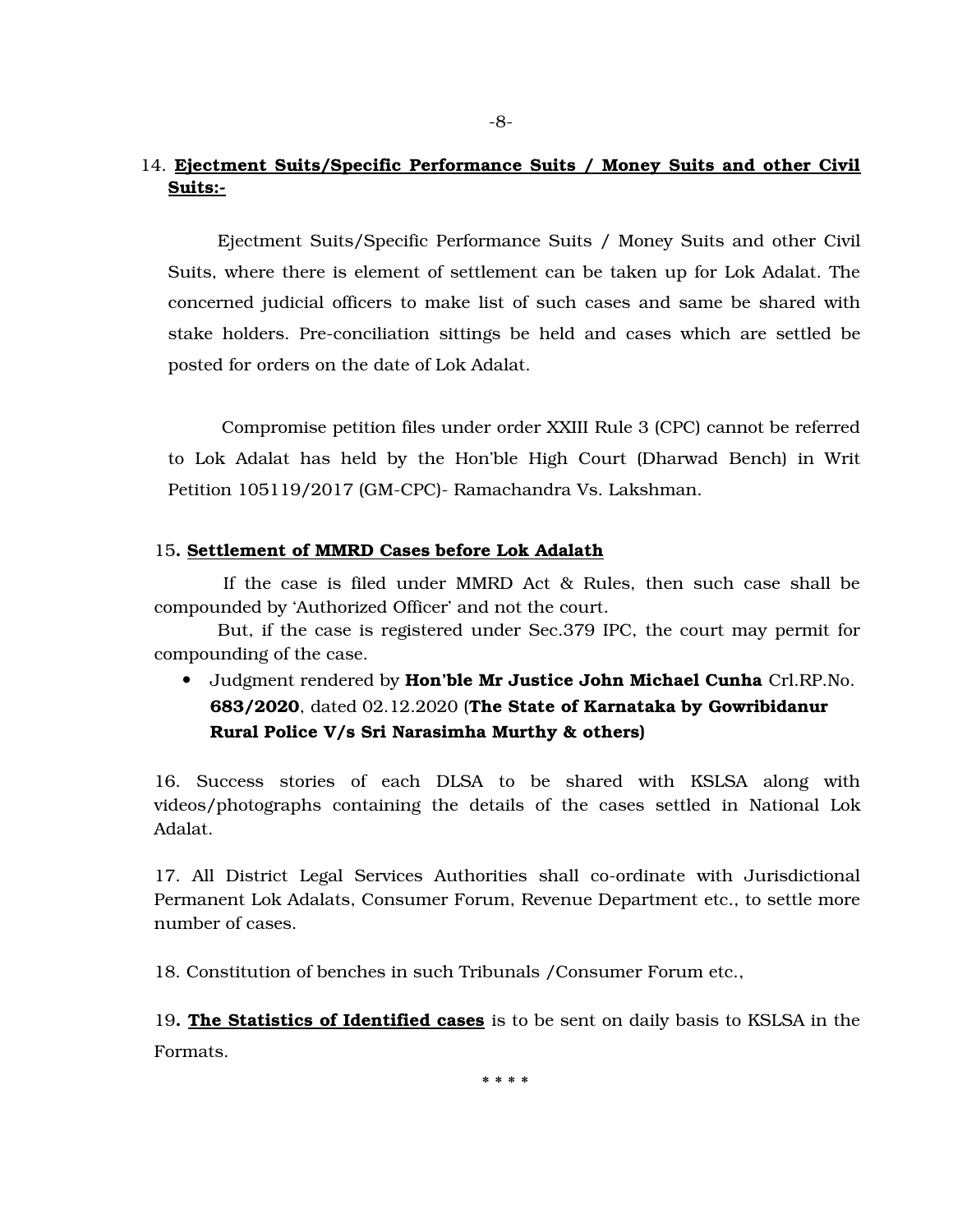14. **<u>Ejectment Suits/Specific Performance Suits / Money Suits and other Civil Suits:-</u>**

Ejectment Suits/Specific Performance Suits / Money Suits and other Civil Suits, where there is element of settlement can be taken up for Lok Adalat. The concerned judicial officers to make list of such cases and same be shared with stake holders. Pre-conciliation sittings be held and cases which are settled be posted for orders on the date of Lok Adalat.

Compromise petition files under order XXIII Rule 3 (CPC) cannot be referred to Lok Adalat has held by the Hon'ble High Court (Dharwad Bench) in Writ Petition 105119/2017 (GM-CPC)- Ramachandra Vs. Lakshman.

15**. <u>Settlement of MMRD Cases before Lok Adalath</u>**

If the case is filed under MMRD Act & Rules, then such case shall be compounded by 'Authorized Officer' and not the court.

But, if the case is registered under Sec.379 IPC, the court may permit for compounding of the case.

- Judgment rendered by **Hon'ble Mr Justice John Michael Cunha** Crl.RP.No. **683/2020**, dated 02.12.2020 (**The State of Karnataka by Gowribidanur Rural Police V/s Sri Narasimha Murthy & others)**

16. Success stories of each DLSA to be shared with KSLSA along with videos/photographs containing the details of the cases settled in National Lok Adalat.

17. All District Legal Services Authorities shall co-ordinate with Jurisdictional Permanent Lok Adalats, Consumer Forum, Revenue Department etc., to settle more number of cases.

18. Constitution of benches in such Tribunals /Consumer Forum etc.,

19**. <u>The Statistics of Identified cases</u>** is to be sent on daily basis to KSLSA in the Formats.

\* \* \* \*